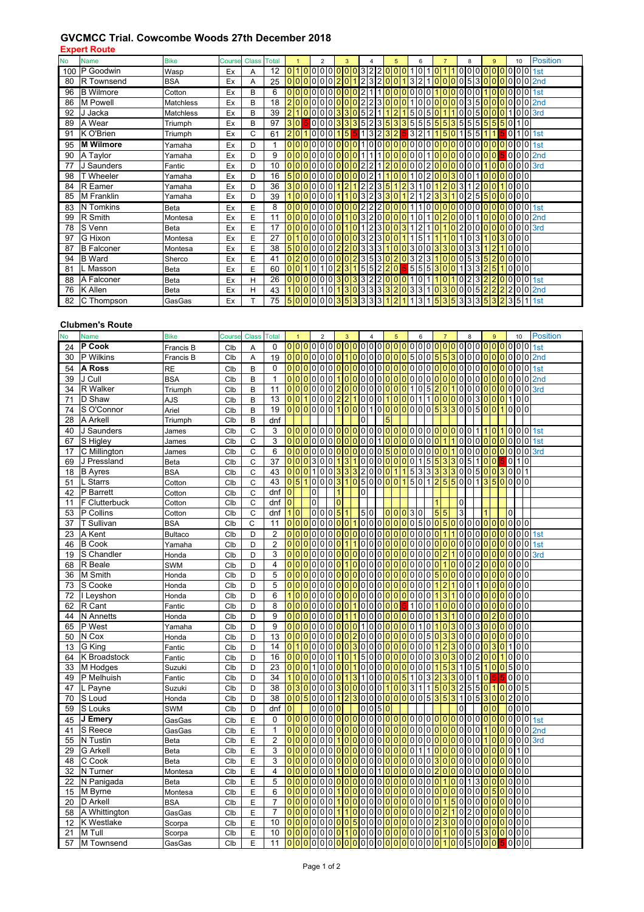# GVCMCC Trial. Cowcombe Woods 27th December 2018

## Expert Route

| No | Name | Bike | Course | Class | Total | 1 | | | | 2 | | | | 3 | | | | 4 | | | | 5 | | | | 6 | | | | 7 | | | | 8 | | | | 9 | | | | 10 | | | | Position |
|---|---|---|---|---|---|---|---|---|---|---|---|---|---|---|---|---|---|---|---|---|---|---|---|---|---|---|---|---|---|---|---|---|---|---|---|---|---|---|---|---|---|---|---|---|---|---|
| 100 | P Goodwin | Wasp | Ex | A | 12 | 0 | 1 | 0 | 0 | 0 | 0 | 0 | 0 | 0 | 0 | 0 | 0 | 3 | 2 | 2 | 0 | 0 | 0 | 1 | 0 | 1 | 0 | 1 | 1 | 0 | 0 | 0 | 0 | 0 | 0 | 0 | 0 | 0 | 0 | 0 | 0 | 0 | 0 | 0 | 0 | 1st |
| 80 | R Townsend | BSA | Ex | A | 25 | 0 | 0 | 0 | 0 | 0 | 0 | 0 | 0 | 0 | 2 | 0 | 1 | 2 | 3 | 2 | 0 | 0 | 0 | 1 | 3 | 2 | 1 | 0 | 0 | 0 | 0 | 0 | 0 | 0 | 5 | 3 | 0 | 0 | 0 | 0 | 0 | 0 | 0 | 0 | 0 | 2nd |
| 96 | B Wilmore | Cotton | Ex | B | 6 | 0 | 0 | 0 | 0 | 0 | 0 | 0 | 0 | 0 | 0 | 0 | 0 | 2 | 1 | 1 | 0 | 0 | 0 | 0 | 0 | 0 | 0 | 1 | 0 | 0 | 0 | 0 | 0 | 0 | 0 | 0 | 1 | 0 | 0 | 0 | 0 | 0 | 0 | 0 | 0 | 1st |
| 86 | M Powell | Matchless | Ex | B | 18 | 2 | 0 | 0 | 0 | 0 | 0 | 0 | 0 | 0 | 0 | 0 | 0 | 2 | 2 | 3 | 0 | 0 | 0 | 1 | 0 | 0 | 0 | 0 | 0 | 0 | 0 | 0 | 0 | 0 | 3 | 5 | 0 | 0 | 0 | 0 | 0 | 0 | 0 | 0 | 0 | 2nd |
| 92 | J Jacka | Matchless | Ex | B | 39 | 2 | 1 | 0 | 0 | 0 | 0 | 0 | 0 | 0 | 3 | 3 | 0 | 5 | 2 | 1 | 1 | 1 | 2 | 1 | 0 | 5 | 0 | 3 | 0 | 1 | 1 | 0 | 0 | 5 | 0 | 0 | 0 | 1 | 0 | 0 | 0 | 0 | 1 | 0 | 0 | 3rd |
| 89 | A Wear | Triumph | Ex | B | 97 | 3 | 0 | 5 | 0 | 0 | 0 | 0 | 2 | 3 | 3 | 5 | 2 | 1 | 2 | 3 | 5 | 3 | 3 | 3 | 5 | 5 | 5 | 5 | 3 | 5 | 5 | 5 | 5 | 5 | 5 | 0 | 1 | 0 | 0 | 0 | 0 | | | | | |
| 91 | K O'Brien | Triumph | Ex | C | 61 | 2 | 0 | 1 | 0 | 0 | 0 | 1 | 5 | 5 | 1 | 3 | 2 | 3 | 2 | 5 | 3 | 2 | 1 | 1 | 5 | 0 | 1 | 5 | 5 | 1 | 1 | 5 | 0 | 1 | 0 | 0 | 0 | 0 | 0 | 0 | 0 | 0 | 0 | 0 | 0 | 1st |
| 95 | **M Wilmore** | Yamaha | Ex | D | 1 | 0 | 0 | 0 | 0 | 0 | 0 | 0 | 0 | 0 | 0 | 0 | 0 | 1 | 0 | 0 | 0 | 0 | 0 | 0 | 0 | 0 | 0 | 0 | 0 | 0 | 0 | 0 | 0 | 0 | 0 | 0 | 0 | 0 | 0 | 0 | 0 | 0 | 0 | 0 | 0 | 1st |
| 90 | A Taylor | Yamaha | Ex | D | 9 | 0 | 0 | 0 | 0 | 0 | 0 | 0 | 0 | 0 | 0 | 0 | 0 | 1 | 1 | 1 | 0 | 0 | 0 | 0 | 0 | 0 | 1 | 0 | 0 | 0 | 0 | 0 | 0 | 0 | 0 | 0 | 0 | 0 | 0 | 5 | 0 | 0 | 0 | 0 | 0 | 2nd |
| 77 | J Saunders | Fantic | Ex | D | 10 | 0 | 0 | 0 | 0 | 0 | 0 | 0 | 0 | 0 | 0 | 0 | 0 | 2 | 2 | 1 | 2 | 0 | 0 | 0 | 0 | 0 | 2 | 0 | 0 | 0 | 0 | 0 | 0 | 0 | 0 | 1 | 0 | 0 | 0 | 0 | 0 | 0 | 0 | 0 | 0 | 3rd |
| 98 | T Wheeler | Yamaha | Ex | D | 16 | 5 | 0 | 0 | 0 | 0 | 0 | 0 | 0 | 0 | 0 | 0 | 2 | 1 | 1 | 0 | 0 | 1 | 0 | 2 | 0 | 0 | 3 | 0 | 0 | 1 | 0 | 0 | 0 | 0 | 0 | 0 | 0 | 0 | 0 | 0 | 0 | 0 | 0 | 0 | 0 | |
| 84 | R Eamer | Yamaha | Ex | D | 36 | 3 | 0 | 0 | 0 | 0 | 0 | 0 | 1 | 2 | 1 | 2 | 2 | 3 | 5 | 1 | 2 | 3 | 1 | 0 | 1 | 2 | 0 | 3 | 1 | 2 | 0 | 0 | 1 | 0 | 0 | 0 | 0 | 0 | 0 | 0 | 0 | 0 | 0 | 0 | 0 | |
| 85 | M Franklin | Yamaha | Ex | D | 39 | 1 | 0 | 0 | 0 | 0 | 0 | 1 | 1 | 0 | 3 | 2 | 3 | 3 | 0 | 1 | 2 | 1 | 2 | 3 | 3 | 1 | 0 | 2 | 5 | 5 | 0 | 0 | 0 | 0 | 0 | 0 | 0 | 0 | 0 | 0 | 0 | 0 | 0 | 0 | 0 | |
| 83 | N Tomkins | Beta | Ex | E | 8 | 0 | 0 | 0 | 0 | 0 | 0 | 0 | 0 | 0 | 0 | 0 | 0 | 2 | 2 | 2 | 0 | 0 | 0 | 1 | 1 | 0 | 0 | 0 | 0 | 0 | 0 | 0 | 0 | 0 | 0 | 0 | 0 | 0 | 0 | 0 | 0 | 0 | 0 | 0 | 0 | 1st |
| 99 | R Smith | Montesa | Ex | E | 11 | 0 | 0 | 0 | 0 | 0 | 0 | 0 | 0 | 0 | 0 | 1 | 0 | 3 | 2 | 0 | 0 | 0 | 0 | 1 | 0 | 1 | 0 | 2 | 0 | 0 | 0 | 0 | 1 | 0 | 0 | 0 | 0 | 0 | 0 | 0 | 0 | 0 | 0 | 0 | 0 | 2nd |
| 78 | S Venn | Beta | Ex | E | 17 | 0 | 0 | 0 | 0 | 0 | 0 | 0 | 0 | 0 | 0 | 1 | 0 | 1 | 2 | 3 | 0 | 0 | 3 | 1 | 2 | 1 | 0 | 1 | 0 | 2 | 0 | 0 | 0 | 0 | 0 | 0 | 0 | 0 | 0 | 0 | 0 | 0 | 0 | 0 | 0 | 3rd |
| 97 | G Hixon | Montesa | Ex | E | 27 | 0 | 1 | 0 | 0 | 0 | 0 | 0 | 0 | 0 | 0 | 0 | 3 | 2 | 3 | 0 | 0 | 1 | 1 | 5 | 1 | 1 | 1 | 0 | 1 | 0 | 3 | 1 | 0 | 3 | 0 | 0 | 0 | 0 | 0 | 0 | 0 | 0 | 0 | 0 | 0 | |
| 87 | B Falconer | Montesa | Ex | E | 38 | 5 | 0 | 0 | 0 | 0 | 0 | 0 | 2 | 2 | 0 | 3 | 3 | 3 | 1 | 0 | 0 | 3 | 0 | 0 | 3 | 3 | 0 | 0 | 3 | 3 | 1 | 2 | 1 | 0 | 0 | 0 | 0 | 0 | 0 | 0 | 0 | 0 | 0 | 0 | 0 | |
| 94 | B Ward | Sherco | Ex | E | 41 | 0 | 2 | 0 | 0 | 0 | 0 | 0 | 0 | 2 | 3 | 5 | 3 | 0 | 2 | 0 | 3 | 2 | 3 | 1 | 0 | 0 | 0 | 5 | 3 | 5 | 2 | 0 | 0 | 0 | 0 | 0 | 0 | 0 | 0 | 0 | 0 | 0 | 0 | 0 | 0 | |
| 81 | L Masson | Beta | Ex | E | 60 | 0 | 0 | 1 | 0 | 1 | 0 | 2 | 3 | 1 | 5 | 5 | 2 | 2 | 0 | 5 | 5 | 5 | 5 | 3 | 0 | 0 | 1 | 3 | 3 | 2 | 5 | 1 | 0 | 0 | 0 | 0 | 0 | 0 | 0 | 0 | 0 | 0 | 0 | 0 | 0 | |
| 88 | A Falconer | Beta | Ex | H | 26 | 0 | 0 | 0 | 0 | 0 | 0 | 3 | 0 | 3 | 3 | 2 | 2 | 0 | 0 | 0 | 1 | 0 | 1 | 1 | 0 | 1 | 0 | 2 | 3 | 2 | 2 | 0 | 0 | 0 | 0 | 0 | 0 | 0 | 0 | 0 | 0 | 0 | 0 | 0 | 0 | 1st |
| 76 | K Allen | Beta | Ex | H | 43 | 1 | 0 | 0 | 0 | 1 | 0 | 1 | 3 | 0 | 3 | 3 | 3 | 3 | 2 | 0 | 3 | 3 | 1 | 0 | 3 | 0 | 0 | 0 | 5 | 2 | 2 | 2 | 2 | 0 | 0 | 0 | 0 | 0 | 0 | 0 | 0 | 0 | 0 | 0 | 0 | 2nd |
| 82 | C Thompson | GasGas | Ex | T | 75 | 5 | 0 | 0 | 0 | 0 | 0 | 3 | 5 | 3 | 3 | 3 | 3 | 1 | 2 | 1 | 1 | 3 | 1 | 5 | 3 | 5 | 3 | 3 | 3 | 5 | 3 | 2 | 3 | 5 | 1 | 0 | 0 | 0 | 0 | 0 | 0 | 0 | 0 | 0 | 0 | 1st |

## Clubmen's Route

| No | Name | Bike | Course | Class | Total | 1 | | | | 2 | | | | 3 | | | | 4 | | | | 5 | | | | 6 | | | | 7 | | | | 8 | | | | 9 | | | | 10 | | | | Position |
|---|---|---|---|---|---|---|---|---|---|---|---|---|---|---|---|---|---|---|---|---|---|---|---|---|---|---|---|---|---|---|---|---|---|---|---|---|---|---|---|---|---|---|---|---|---|---|
| 24 | **P Cook** | Francis B | Clb | A | 0 | 0 | 0 | 0 | 0 | 0 | 0 | 0 | 0 | 0 | 0 | 0 | 0 | 0 | 0 | 0 | 0 | 0 | 0 | 0 | 0 | 0 | 0 | 0 | 0 | 0 | 0 | 0 | 0 | 0 | 0 | 0 | 0 | 0 | 0 | 0 | 0 | 0 | 0 | 0 | 0 | 1st |
| 30 | P Wilkins | Francis B | Clb | A | 19 | 0 | 0 | 0 | 0 | 0 | 0 | 0 | 0 | 0 | 1 | 0 | 0 | 0 | 0 | 0 | 0 | 0 | 0 | 0 | 0 | 5 | 0 | 0 | 5 | 5 | 3 | 0 | 0 | 0 | 0 | 0 | 0 | 0 | 0 | 0 | 0 | 0 | 0 | 0 | 0 | 2nd |
| 54 | **A Ross** | RE | Clb | B | 0 | 0 | 0 | 0 | 0 | 0 | 0 | 0 | 0 | 0 | 0 | 0 | 0 | 0 | 0 | 0 | 0 | 0 | 0 | 0 | 0 | 0 | 0 | 0 | 0 | 0 | 0 | 0 | 0 | 0 | 0 | 0 | 0 | 0 | 0 | 0 | 0 | 0 | 0 | 0 | 0 | 1st |
| 39 | J Cull | BSA | Clb | B | 1 | 0 | 0 | 0 | 0 | 0 | 0 | 0 | 0 | 1 | 0 | 0 | 0 | 0 | 0 | 0 | 0 | 0 | 0 | 0 | 0 | 0 | 0 | 0 | 0 | 0 | 0 | 0 | 0 | 0 | 0 | 0 | 0 | 0 | 0 | 0 | 0 | 0 | 0 | 0 | 0 | 2nd |
| 34 | R Walker | Triumph | Clb | B | 11 | 0 | 0 | 0 | 0 | 0 | 0 | 2 | 0 | 0 | 0 | 0 | 0 | 0 | 0 | 0 | 1 | 0 | 5 | 2 | 0 | 1 | 0 | 0 | 0 | 0 | 0 | 0 | 0 | 0 | 0 | 0 | 0 | 0 | 0 | 0 | 0 | 0 | 0 | 0 | 0 | 3rd |
| 71 | D Shaw | AJS | Clb | B | 13 | 0 | 0 | 1 | 0 | 0 | 0 | 2 | 2 | 1 | 0 | 0 | 0 | 1 | 0 | 0 | 0 | 1 | 1 | 0 | 0 | 0 | 0 | 0 | 0 | 0 | 0 | 0 | 0 | 3 | 0 | 0 | 0 | 0 | 0 | 0 | 0 | 1 | 0 | 0 | 0 | |
| 74 | S O'Connor | Ariel | Clb | B | 19 | 0 | 0 | 0 | 0 | 0 | 0 | 1 | 0 | 0 | 0 | 1 | 0 | 0 | 0 | 0 | 0 | 0 | 0 | 0 | 0 | 5 | 3 | 3 | 0 | 0 | 5 | 0 | 0 | 1 | 0 | 0 | 0 | 0 | 0 | 0 | 0 | 0 | 0 | 0 | 0 | |
| 28 | A Arkell | Triumph | Clb | B | dnf | | | | | | | | | | | | | 0 | | | | 5 | | | | | | | | | | | | | | | | | | | | | | | | |
| 40 | J Saunders | James | Clb | C | 3 | 0 | 0 | 0 | 0 | 0 | 0 | 0 | 0 | 0 | 0 | 0 | 0 | 0 | 0 | 0 | 0 | 0 | 0 | 0 | 0 | 0 | 0 | 0 | 0 | 0 | 0 | 0 | 0 | 0 | 0 | 1 | 1 | 0 | 1 | 0 | 0 | 0 | 0 | 0 | 0 | 1st |
| 67 | S Higley | James | Clb | C | 3 | 0 | 0 | 0 | 0 | 0 | 0 | 0 | 0 | 0 | 0 | 0 | 0 | 0 | 1 | 0 | 0 | 0 | 0 | 0 | 0 | 0 | 0 | 0 | 1 | 1 | 0 | 0 | 0 | 0 | 0 | 0 | 0 | 0 | 0 | 0 | 0 | 0 | 0 | 0 | 0 | 1st |
| 17 | C Millington | James | Clb | C | 6 | 0 | 0 | 0 | 0 | 0 | 0 | 0 | 0 | 0 | 0 | 0 | 0 | 0 | 0 | 5 | 0 | 0 | 0 | 0 | 0 | 0 | 0 | 0 | 1 | 0 | 0 | 0 | 0 | 0 | 0 | 0 | 0 | 0 | 0 | 0 | 0 | 0 | 0 | 0 | 0 | 3rd |
| 69 | J Pressland | Beta | Clb | C | 37 | 0 | 0 | 0 | 3 | 0 | 0 | 1 | 3 | 1 | 0 | 0 | 0 | 0 | 0 | 0 | 0 | 0 | 0 | 1 | 5 | 5 | 3 | 3 | 0 | 5 | 1 | 0 | 0 | 5 | 0 | 1 | 0 | 0 | 0 | 0 | 0 | 0 | 0 | 0 | 0 | |
| 18 | B Ayres | BSA | Clb | C | 43 | 0 | 0 | 0 | 1 | 0 | 0 | 3 | 3 | 3 | 2 | 0 | 0 | 0 | 1 | 1 | 5 | 3 | 3 | 3 | 3 | 3 | 0 | 0 | 5 | 0 | 0 | 3 | 0 | 0 | 1 | 0 | 0 | 0 | 0 | 0 | 0 | 0 | 0 | 0 | 0 | |
| 51 | L Starrs | Cotton | Clb | C | 43 | 0 | 5 | 1 | 0 | 0 | 0 | 3 | 1 | 0 | 5 | 0 | 0 | 0 | 0 | 1 | 5 | 0 | 1 | 2 | 5 | 5 | 0 | 0 | 1 | 3 | 5 | 0 | 0 | 0 | 0 | 0 | 0 | 0 | 0 | 0 | 0 | 0 | 0 | 0 | 0 | |
| 42 | P Barrett | Cotton | Clb | C | dnf | 0 | | | | 0 | | | | 1 | | | | 0 | | | | | | | | | | | | | | | | | | | | | | | | | | | | |
| 11 | F Clutterbuck | Cotton | Clb | C | dnf | 0 | | | | 0 | | | | 0 | | | | | | | | | | | | | | | | 1 | | | | 0 | | | | | | | | | | | | |
| 53 | P Collins | Cotton | Clb | C | dnf | 1 | 0 | | | 0 | 0 | 0 | 5 | 1 | | | | 5 | 0 | | | | 0 | 0 | 0 | 3 | 0 | | | | | 5 | 5 | 3 | | | | 1 | | | | 0 | | | | |
| 37 | T Sullivan | BSA | Clb | C | 11 | 0 | 0 | 0 | 0 | 0 | 0 | 0 | 0 | 0 | 1 | 0 | 0 | 0 | 0 | 0 | 0 | 0 | 0 | 5 | 0 | 0 | 5 | 0 | 0 | 0 | 0 | 0 | 0 | 0 | 0 | 0 | 0 | 0 | 0 | 0 | 0 | 0 | 0 | 0 | 0 | |
| 23 | A Kent | Bultaco | Clb | D | 2 | 0 | 0 | 0 | 0 | 0 | 0 | 0 | 0 | 0 | 0 | 0 | 0 | 0 | 0 | 0 | 0 | 0 | 0 | 0 | 0 | 0 | 0 | 0 | 0 | 0 | 1 | 1 | 0 | 0 | 0 | 0 | 0 | 0 | 0 | 0 | 0 | 0 | 0 | 0 | 0 | 1st |
| 46 | B Cook | Yamaha | Clb | D | 2 | 0 | 0 | 0 | 0 | 0 | 0 | 0 | 0 | 1 | 1 | 0 | 0 | 0 | 0 | 0 | 0 | 0 | 0 | 0 | 0 | 0 | 0 | 0 | 0 | 0 | 0 | 0 | 0 | 0 | 0 | 0 | 0 | 0 | 0 | 0 | 0 | 0 | 0 | 0 | 0 | 1st |
| 19 | S Chandler | Honda | Clb | D | 3 | 0 | 0 | 0 | 0 | 0 | 0 | 0 | 0 | 0 | 0 | 0 | 0 | 0 | 0 | 0 | 0 | 0 | 0 | 0 | 0 | 0 | 0 | 0 | 0 | 0 | 2 | 1 | 0 | 0 | 0 | 0 | 0 | 0 | 0 | 0 | 0 | 0 | 0 | 0 | 0 | 3rd |
| 68 | R Beale | SWM | Clb | D | 4 | 0 | 0 | 0 | 0 | 0 | 0 | 0 | 1 | 0 | 0 | 0 | 0 | 0 | 0 | 0 | 0 | 0 | 0 | 0 | 0 | 0 | 0 | 0 | 0 | 0 | 1 | 0 | 0 | 0 | 0 | 2 | 0 | 0 | 0 | 0 | 0 | 0 | 0 | 0 | 0 | |
| 36 | M Smith | Honda | Clb | D | 5 | 0 | 0 | 0 | 0 | 0 | 0 | 0 | 0 | 0 | 0 | 0 | 0 | 0 | 0 | 0 | 0 | 0 | 0 | 0 | 0 | 0 | 0 | 0 | 0 | 5 | 0 | 0 | 0 | 0 | 0 | 0 | 0 | 0 | 0 | 0 | 0 | 0 | 0 | 0 | 0 | |
| 73 | S Cooke | Honda | Clb | D | 5 | 0 | 0 | 0 | 0 | 0 | 0 | 0 | 0 | 0 | 0 | 0 | 0 | 0 | 0 | 0 | 0 | 0 | 0 | 0 | 0 | 0 | 0 | 0 | 0 | 0 | 1 | 2 | 1 | 0 | 0 | 1 | 0 | 0 | 0 | 0 | 0 | 0 | 0 | 0 | 0 | |
| 72 | I Leyshon | Honda | Clb | D | 6 | 1 | 0 | 0 | 0 | 0 | 0 | 0 | 0 | 0 | 0 | 0 | 0 | 0 | 0 | 0 | 0 | 0 | 0 | 0 | 0 | 0 | 0 | 0 | 0 | 0 | 1 | 3 | 1 | 0 | 0 | 0 | 0 | 0 | 0 | 0 | 0 | 0 | 0 | 0 | 0 | |
| 62 | R Cant | Fantic | Clb | D | 8 | 0 | 0 | 0 | 0 | 0 | 0 | 0 | 0 | 0 | 1 | 0 | 0 | 0 | 0 | 0 | 0 | 5 | 1 | 0 | 0 | 1 | 0 | 0 | 0 | 0 | 0 | 0 | 0 | 0 | 0 | 0 | 0 | 0 | 0 | 0 | 0 | 0 | 0 | 0 | 0 | |
| 44 | N Annetts | Honda | Clb | D | 9 | 0 | 0 | 0 | 0 | 0 | 0 | 0 | 1 | 1 | 0 | 0 | 0 | 0 | 0 | 0 | 0 | 0 | 0 | 0 | 0 | 0 | 0 | 0 | 0 | 0 | 1 | 3 | 1 | 0 | 0 | 0 | 0 | 2 | 0 | 0 | 0 | 0 | 0 | 0 | 0 | |
| 65 | P West | Yamaha | Clb | D | 9 | 0 | 0 | 0 | 0 | 0 | 0 | 0 | 0 | 0 | 0 | 0 | 0 | 1 | 0 | 0 | 0 | 0 | 0 | 0 | 0 | 1 | 0 | 1 | 0 | 3 | 0 | 0 | 0 | 3 | 0 | 0 | 0 | 0 | 0 | 0 | 0 | 0 | 0 | 0 | 0 | |
| 50 | N Cox | Honda | Clb | D | 13 | 0 | 0 | 0 | 0 | 0 | 0 | 0 | 0 | 0 | 2 | 0 | 0 | 0 | 0 | 0 | 0 | 0 | 0 | 0 | 0 | 0 | 0 | 0 | 5 | 0 | 3 | 3 | 0 | 0 | 0 | 0 | 0 | 0 | 0 | 0 | 0 | 0 | 0 | 0 | 0 | |
| 13 | G King | Fantic | Clb | D | 14 | 0 | 1 | 0 | 0 | 0 | 0 | 0 | 0 | 0 | 3 | 0 | 0 | 0 | 0 | 0 | 0 | 0 | 0 | 0 | 0 | 0 | 0 | 0 | 0 | 0 | 1 | 2 | 3 | 0 | 0 | 0 | 0 | 0 | 3 | 0 | 0 | 1 | 0 | 0 | 0 | |
| 64 | K Broadstock | Fantic | Clb | D | 16 | 0 | 0 | 0 | 0 | 0 | 0 | 1 | 0 | 1 | 5 | 0 | 0 | 0 | 0 | 0 | 0 | 0 | 0 | 0 | 0 | 0 | 0 | 3 | 0 | 3 | 0 | 0 | 0 | 2 | 0 | 0 | 1 | 0 | 0 | 0 | 0 | 0 | 0 | 0 | 0 | |
| 33 | M Hodges | Suzuki | Clb | D | 23 | 0 | 0 | 0 | 1 | 0 | 0 | 0 | 0 | 1 | 0 | 0 | 0 | 0 | 0 | 0 | 0 | 0 | 0 | 0 | 0 | 0 | 0 | 0 | 0 | 1 | 5 | 3 | 1 | 0 | 5 | 1 | 0 | 5 | 0 | 0 | 0 | 0 | 0 | 0 | 0 | |
| 49 | P Melhuish | Fantic | Clb | D | 34 | 1 | 0 | 0 | 0 | 0 | 0 | 0 | 1 | 3 | 1 | 0 | 0 | 0 | 0 | 5 | 1 | 0 | 3 | 2 | 3 | 3 | 0 | 0 | 1 | 0 | 5 | 5 | 0 | 0 | 0 | 0 | 0 | 0 | 0 | 0 | 0 | 0 | 0 | 0 | 0 | |
| 47 | L Payne | Suzuki | Clb | D | 38 | 0 | 3 | 0 | 0 | 0 | 0 | 3 | 0 | 0 | 0 | 0 | 0 | 0 | 1 | 0 | 0 | 3 | 1 | 1 | 5 | 0 | 3 | 2 | 5 | 5 | 0 | 1 | 0 | 0 | 0 | 5 | 0 | 0 | 0 | 0 | 0 | 0 | 0 | 0 | 0 | |
| 70 | S Loud | Honda | Clb | D | 38 | 0 | 0 | 5 | 0 | 0 | 0 | 1 | 2 | 3 | 0 | 0 | 0 | 0 | 0 | 0 | 0 | 0 | 0 | 5 | 3 | 5 | 3 | 1 | 0 | 5 | 3 | 0 | 0 | 2 | 0 | 0 | 0 | 0 | 0 | 0 | 0 | 0 | 0 | 0 | 0 | |
| 59 | S Louks | SWM | Clb | D | dnf | 0 | | | | 0 | 0 | 0 | 0 | 0 | | | | 0 | 0 | 5 | 0 | | | | | | | | | | | | | 0 | | | | 0 | 0 | | | 0 | 0 | 0 | | |
| 45 | **J Emery** | GasGas | Clb | E | 0 | 0 | 0 | 0 | 0 | 0 | 0 | 0 | 0 | 0 | 0 | 0 | 0 | 0 | 0 | 0 | 0 | 0 | 0 | 0 | 0 | 0 | 0 | 0 | 0 | 0 | 0 | 0 | 0 | 0 | 0 | 0 | 0 | 0 | 0 | 0 | 0 | 0 | 0 | 0 | 0 | 1st |
| 41 | S Reece | GasGas | Clb | E | 1 | 0 | 0 | 0 | 0 | 0 | 0 | 0 | 0 | 0 | 0 | 0 | 0 | 0 | 0 | 0 | 0 | 0 | 0 | 0 | 0 | 0 | 0 | 0 | 0 | 0 | 0 | 0 | 0 | 0 | 0 | 0 | 0 | 1 | 0 | 0 | 0 | 0 | 0 | 0 | 0 | 2nd |
| 55 | N Tustin | Beta | Clb | E | 2 | 0 | 0 | 0 | 0 | 0 | 0 | 0 | 0 | 1 | 0 | 0 | 0 | 0 | 0 | 0 | 0 | 0 | 0 | 0 | 0 | 0 | 0 | 0 | 0 | 0 | 0 | 0 | 0 | 0 | 0 | 0 | 0 | 1 | 0 | 0 | 0 | 0 | 0 | 0 | 0 | 3rd |
| 29 | G Arkell | Beta | Clb | E | 3 | 0 | 0 | 0 | 0 | 0 | 0 | 0 | 0 | 0 | 0 | 0 | 0 | 0 | 0 | 0 | 0 | 0 | 0 | 0 | 0 | 1 | 1 | 0 | 0 | 0 | 0 | 0 | 0 | 0 | 0 | 0 | 0 | 0 | 0 | 0 | 0 | 1 | 0 | 0 | 0 | |
| 48 | C Cook | Beta | Clb | E | 3 | 0 | 0 | 0 | 0 | 0 | 0 | 0 | 0 | 0 | 0 | 0 | 0 | 0 | 0 | 0 | 0 | 0 | 0 | 0 | 0 | 0 | 0 | 0 | 0 | 3 | 0 | 0 | 0 | 0 | 0 | 0 | 0 | 0 | 0 | 0 | 0 | 0 | 0 | 0 | 0 | |
| 32 | N Turner | Montesa | Clb | E | 4 | 0 | 0 | 0 | 0 | 0 | 0 | 0 | 0 | 1 | 0 | 0 | 0 | 0 | 1 | 0 | 0 | 0 | 0 | 0 | 0 | 0 | 0 | 2 | 0 | 0 | 0 | 0 | 0 | 0 | 0 | 0 | 0 | 0 | 0 | 0 | 0 | 0 | 0 | 0 | 0 | |
| 22 | N Panigada | Beta | Clb | E | 5 | 0 | 0 | 0 | 0 | 0 | 0 | 0 | 0 | 0 | 0 | 0 | 0 | 0 | 0 | 0 | 0 | 0 | 0 | 0 | 0 | 0 | 0 | 0 | 0 | 0 | 1 | 0 | 0 | 0 | 1 | 3 | 0 | 0 | 0 | 0 | 0 | 0 | 0 | 0 | 0 | |
| 15 | M Byrne | Montesa | Clb | E | 6 | 0 | 0 | 0 | 0 | 0 | 0 | 0 | 0 | 1 | 0 | 0 | 0 | 0 | 0 | 0 | 0 | 0 | 0 | 0 | 0 | 0 | 0 | 0 | 0 | 0 | 0 | 0 | 0 | 0 | 0 | 0 | 0 | 5 | 0 | 0 | 0 | 0 | 0 | 0 | 0 | |
| 20 | D Arkell | BSA | Clb | E | 7 | 0 | 0 | 0 | 0 | 0 | 0 | 0 | 0 | 1 | 0 | 0 | 0 | 0 | 0 | 0 | 0 | 0 | 0 | 0 | 0 | 0 | 0 | 0 | 0 | 0 | 1 | 5 | 0 | 0 | 0 | 0 | 0 | 0 | 0 | 0 | 0 | 0 | 0 | 0 | 0 | |
| 58 | A Whittington | GasGas | Clb | E | 7 | 0 | 0 | 0 | 0 | 0 | 0 | 0 | 1 | 1 | 0 | 0 | 0 | 0 | 0 | 0 | 0 | 0 | 0 | 0 | 0 | 0 | 0 | 0 | 0 | 0 | 2 | 1 | 0 | 2 | 0 | 0 | 0 | 0 | 0 | 0 | 0 | 0 | 0 | 0 | 0 | |
| 12 | K Westlake | Scorpa | Clb | E | 10 | 0 | 0 | 0 | 0 | 0 | 0 | 0 | 0 | 5 | 0 | 0 | 0 | 0 | 0 | 0 | 0 | 0 | 0 | 0 | 0 | 0 | 0 | 2 | 3 | 0 | 0 | 0 | 0 | 0 | 0 | 0 | 0 | 0 | 0 | 0 | 0 | 0 | 0 | 0 | 0 | |
| 21 | M Tull | Scorpa | Clb | E | 10 | 0 | 0 | 0 | 0 | 0 | 0 | 0 | 0 | 1 | 0 | 0 | 0 | 0 | 0 | 0 | 0 | 0 | 0 | 0 | 0 | 0 | 0 | 0 | 0 | 0 | 1 | 0 | 0 | 0 | 5 | 3 | 0 | 0 | 0 | 0 | 0 | 0 | 0 | 0 | 0 | |
| 57 | M Townsend | GasGas | Clb | E | 11 | 0 | 0 | 0 | 0 | 0 | 0 | 0 | 0 | 0 | 0 | 0 | 0 | 0 | 0 | 0 | 0 | 0 | 0 | 0 | 0 | 0 | 0 | 0 | 0 | 0 | 1 | 0 | 0 | 5 | 0 | 0 | 0 | 5 | 0 | 0 | 0 | 0 | 0 | 0 | 0 | |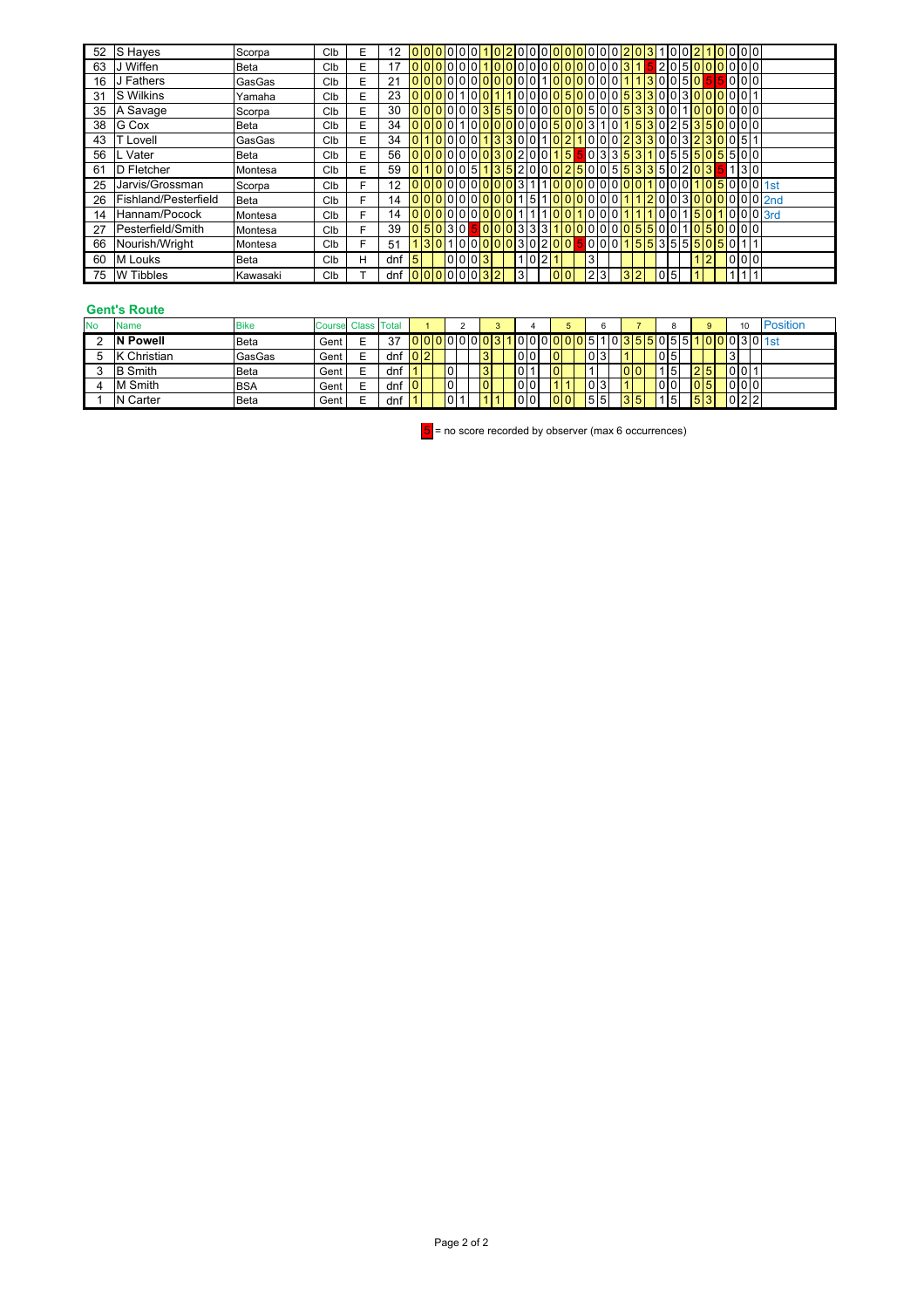| No | Name | Bike | Course | Class | Total | Section scores | Position |
|---|---|---|---|---|---|---|---|
| 52 | S Hayes | Scorpa | Clb | E | 12 | 0 0 0 0 0 0 1 0 2 0 0 0 0 0 0 0 0 0 0 0 2 0 3 1 0 0 2 1 0 0 0 0 | |
| 63 | J Wiffen | Beta | Clb | E | 17 | 0 0 0 0 0 0 0 1 0 0 0 0 0 0 0 0 0 0 0 0 3 1 5 2 0 5 0 0 0 0 0 0 | |
| 16 | J Fathers | GasGas | Clb | E | 21 | 0 0 0 0 0 0 0 0 0 0 0 0 1 0 0 0 0 0 0 0 1 1 3 0 0 5 0 5 5 0 0 0 | |
| 31 | S Wilkins | Yamaha | Clb | E | 23 | 0 0 0 0 1 0 0 1 1 0 0 0 0 5 0 0 0 0 5 3 3 0 0 3 0 0 0 0 0 1 | |
| 35 | A Savage | Scorpa | Clb | E | 30 | 0 0 0 0 0 0 0 3 5 5 0 0 0 0 0 0 5 0 0 5 3 3 0 0 1 0 0 0 0 0 0 0 | |
| 38 | G Cox | Beta | Clb | E | 34 | 0 0 0 0 0 1 0 0 0 0 0 0 0 0 5 0 0 3 1 0 1 5 3 0 2 5 3 5 0 0 0 0 | |
| 43 | T Lovell | GasGas | Clb | E | 34 | 0 1 0 0 0 0 1 3 3 0 0 1 0 2 1 0 0 0 2 3 3 0 0 3 2 3 0 0 5 1 | |
| 56 | L Vater | Beta | Clb | E | 56 | 0 0 0 0 0 0 0 3 0 2 0 0 1 5 5 0 3 3 5 3 1 0 5 5 5 0 5 5 0 0 | |
| 61 | D Fletcher | Montesa | Clb | E | 59 | 0 1 0 0 5 1 3 5 2 0 0 0 2 5 0 0 5 5 3 3 5 0 2 0 3 5 1 3 0 | |
| 25 | Jarvis/Grossman | Scorpa | Clb | F | 12 | 0 0 0 0 0 0 0 0 0 0 3 1 1 0 0 0 0 0 0 0 0 0 1 0 0 0 1 0 5 0 0 0 | 1st |
| 26 | Fishland/Pesterfield | Beta | Clb | F | 14 | 0 0 0 0 0 0 0 0 0 0 1 5 1 0 0 0 0 0 0 0 1 1 2 0 0 3 0 0 0 0 0 0 0 0 | 2nd |
| 14 | Hannam/Pocock | Montesa | Clb | F | 14 | 0 0 0 0 0 0 0 0 0 0 1 1 1 0 0 1 0 0 0 1 1 1 0 0 1 5 0 1 0 0 0 | 3rd |
| 27 | Pesterfield/Smith | Montesa | Clb | F | 39 | 0 5 0 3 0 5 0 0 0 3 3 3 1 0 0 0 0 0 0 5 5 0 0 1 0 5 0 0 0 0 | |
| 66 | Nourish/Wright | Montesa | Clb | F | 51 | 1 3 0 1 0 0 0 0 0 3 0 2 0 0 5 0 0 0 1 5 5 3 5 5 5 0 5 0 1 1 | |
| 60 | M Louks | Beta | Clb | H | dnf | 5 0 0 0 3 1 0 2 1 3 1 2 0 0 0 | |
| 75 | W Tibbles | Kawasaki | Clb | T | dnf | 0 0 0 0 0 0 3 2 3 0 0 2 3 3 2 0 5 1 1 1 1 | |

## Gent's Route

| No | Name | Bike | Course | Class | Total | 1 | 2 | 3 | 4 | 5 | 6 | 7 | 8 | 9 | 10 | Position |
|---|---|---|---|---|---|---|---|---|---|---|---|---|---|---|---|---|
| 2 | **N Powell** | Beta | Gent | E | 37 | 0 0 0 | 0 0 0 | 0 3 1 | 0 0 0 | 0 0 0 | 5 1 0 | 3 5 5 | 0 5 5 | 1 0 0 | 0 3 0 | 1st |
| 5 | K Christian | GasGas | Gent | E | dnf | 0 2 | | 3 | 0 0 | 0 | 0 3 | 1 | 0 5 | | 3 | |
| 3 | B Smith | Beta | Gent | E | dnf | 1 | 0 | 3 | 0 1 | 0 | 1 | 0 0 | 1 5 | 2 5 | 0 0 1 | |
| 4 | M Smith | BSA | Gent | E | dnf | 0 | 0 | 0 | 0 0 | 1 1 | 0 3 | 1 | 0 0 | 0 5 | 0 0 0 | |
| 1 | N Carter | Beta | Gent | E | dnf | 1 | 0 1 | 1 1 | 0 0 | 0 0 | 5 5 | 3 5 | 1 5 | 5 3 | 0 2 2 | |

5 = no score recorded by observer (max 6 occurrences)